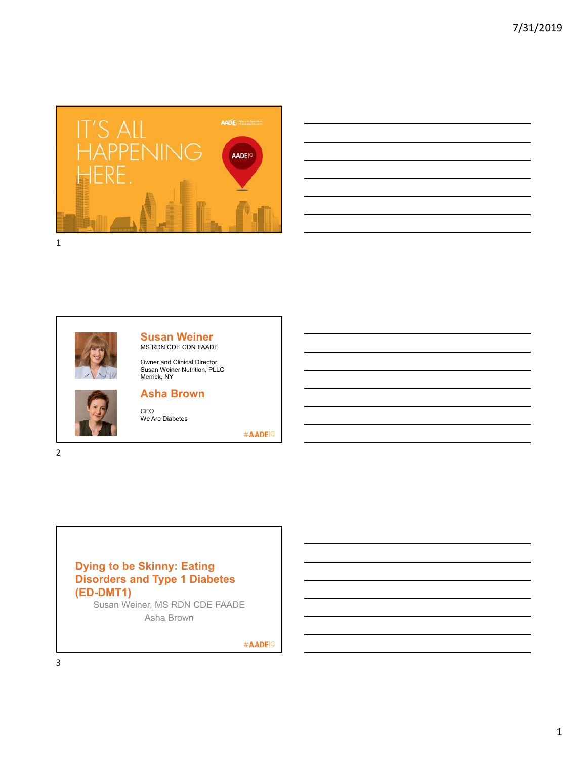IT'S ALL HAPPENING HERE.

AADE19

**Susan Weiner**
MS RDN CDE CDN FAADE

Owner and Clinical Director
Susan Weiner Nutrition, PLLC
Merrick, NY

**Asha Brown**

CEO
We Are Diabetes

#AADE19

## Dying to be Skinny: Eating Disorders and Type 1 Diabetes (ED-DMT1)

Susan Weiner, MS RDN CDE FAADE

Asha Brown

#AADE19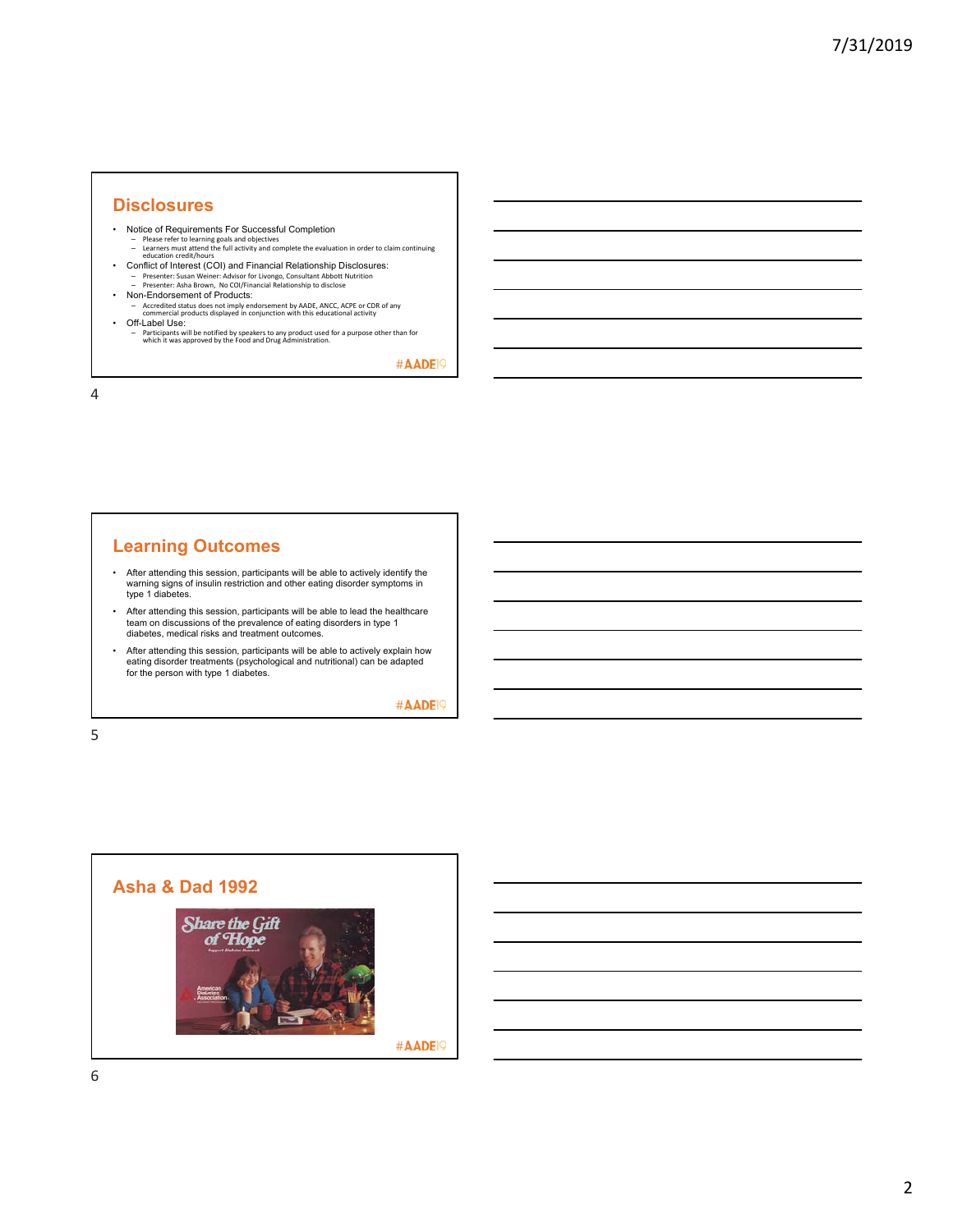## Disclosures

- Notice of Requirements For Successful Completion
  - Please refer to learning goals and objectives
  - Learners must attend the full activity and complete the evaluation in order to claim continuing education credit/hours
- Conflict of Interest (COI) and Financial Relationship Disclosures:
  - Presenter: Susan Weiner: Advisor for Livongo, Consultant Abbott Nutrition
  - Presenter: Asha Brown, No COI/Financial Relationship to disclose
- Non-Endorsement of Products:
  - Accredited status does not imply endorsement by AADE, ANCC, ACPE or CDR of any commercial products displayed in conjunction with this educational activity
- Off-Label Use:
  - Participants will be notified by speakers to any product used for a purpose other than for which it was approved by the Food and Drug Administration.

#AADE19

## Learning Outcomes

- After attending this session, participants will be able to actively identify the warning signs of insulin restriction and other eating disorder symptoms in type 1 diabetes.
- After attending this session, participants will be able to lead the healthcare team on discussions of the prevalence of eating disorders in type 1 diabetes, medical risks and treatment outcomes.
- After attending this session, participants will be able to actively explain how eating disorder treatments (psychological and nutritional) can be adapted for the person with type 1 diabetes.

#AADE19

## Asha & Dad 1992

#AADE19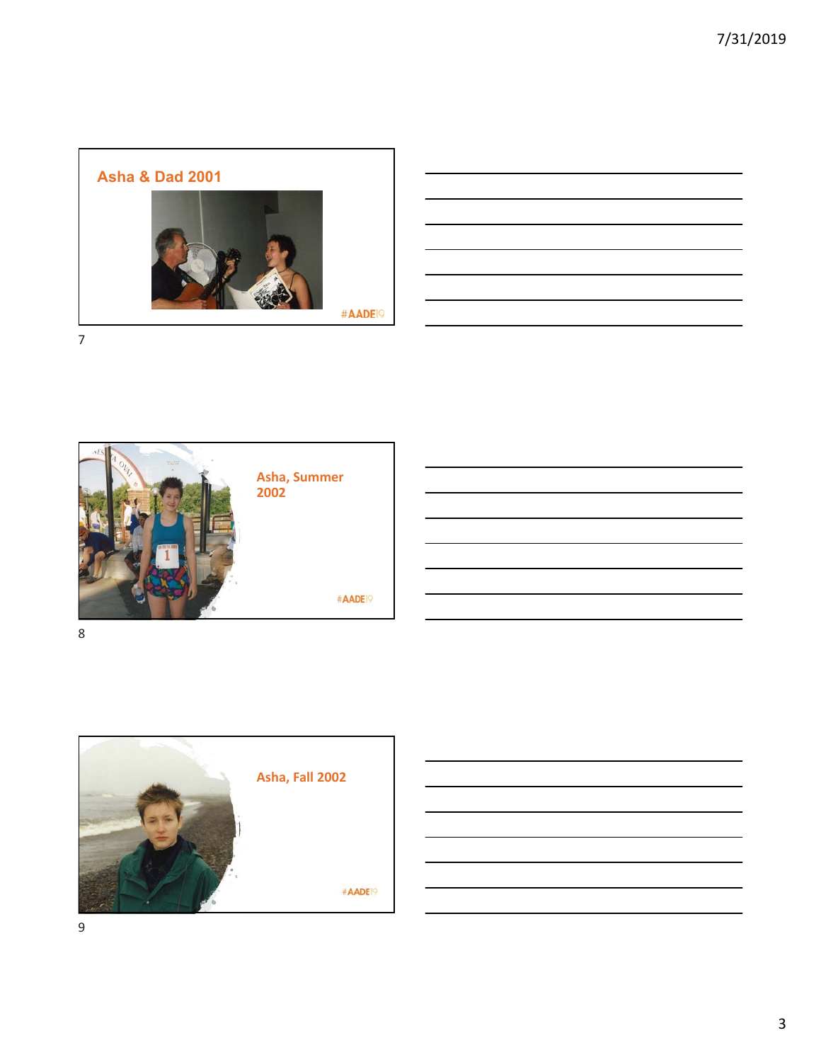## Asha & Dad 2001

#AADE19

## Asha, Summer 2002

#AADE19

## Asha, Fall 2002

#AADE19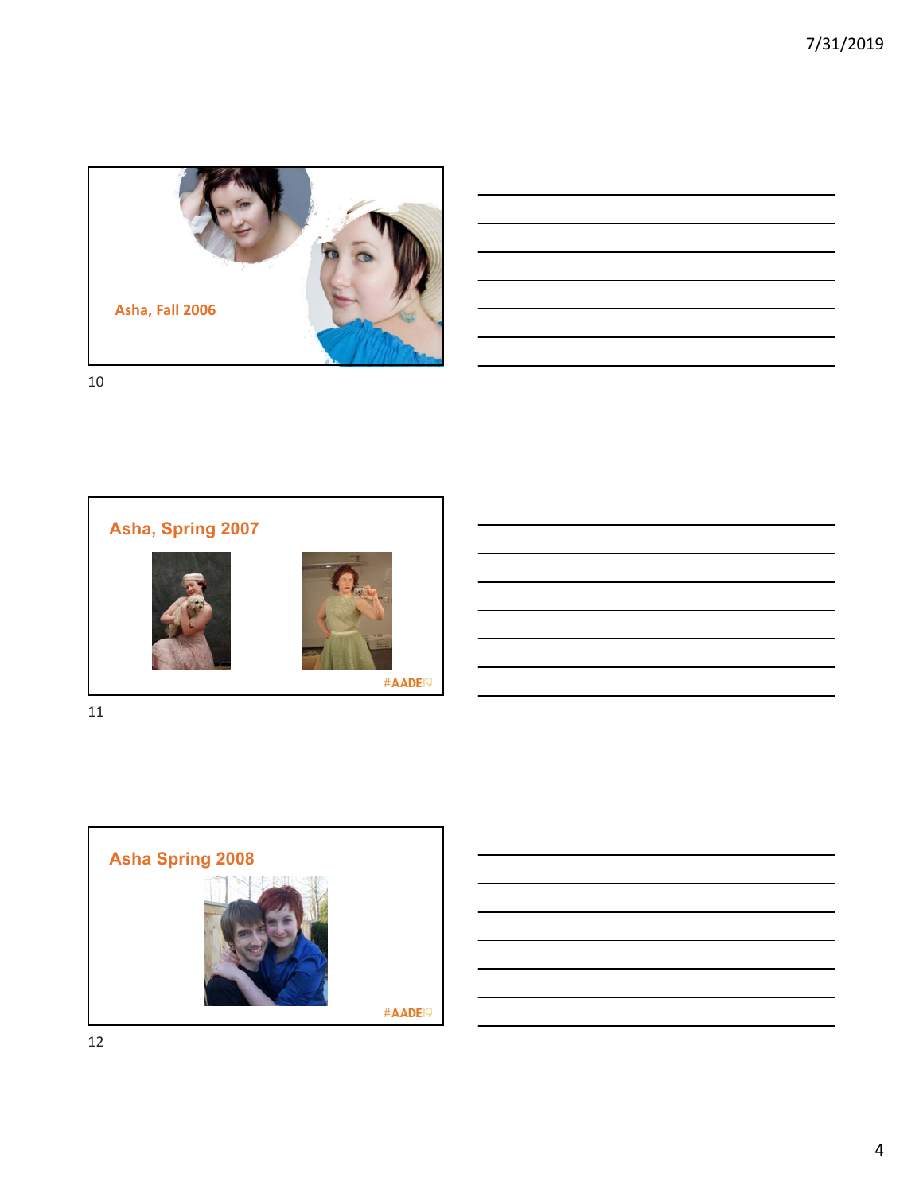Asha, Fall 2006

## Asha, Spring 2007

#AADE19

## Asha Spring 2008

#AADE19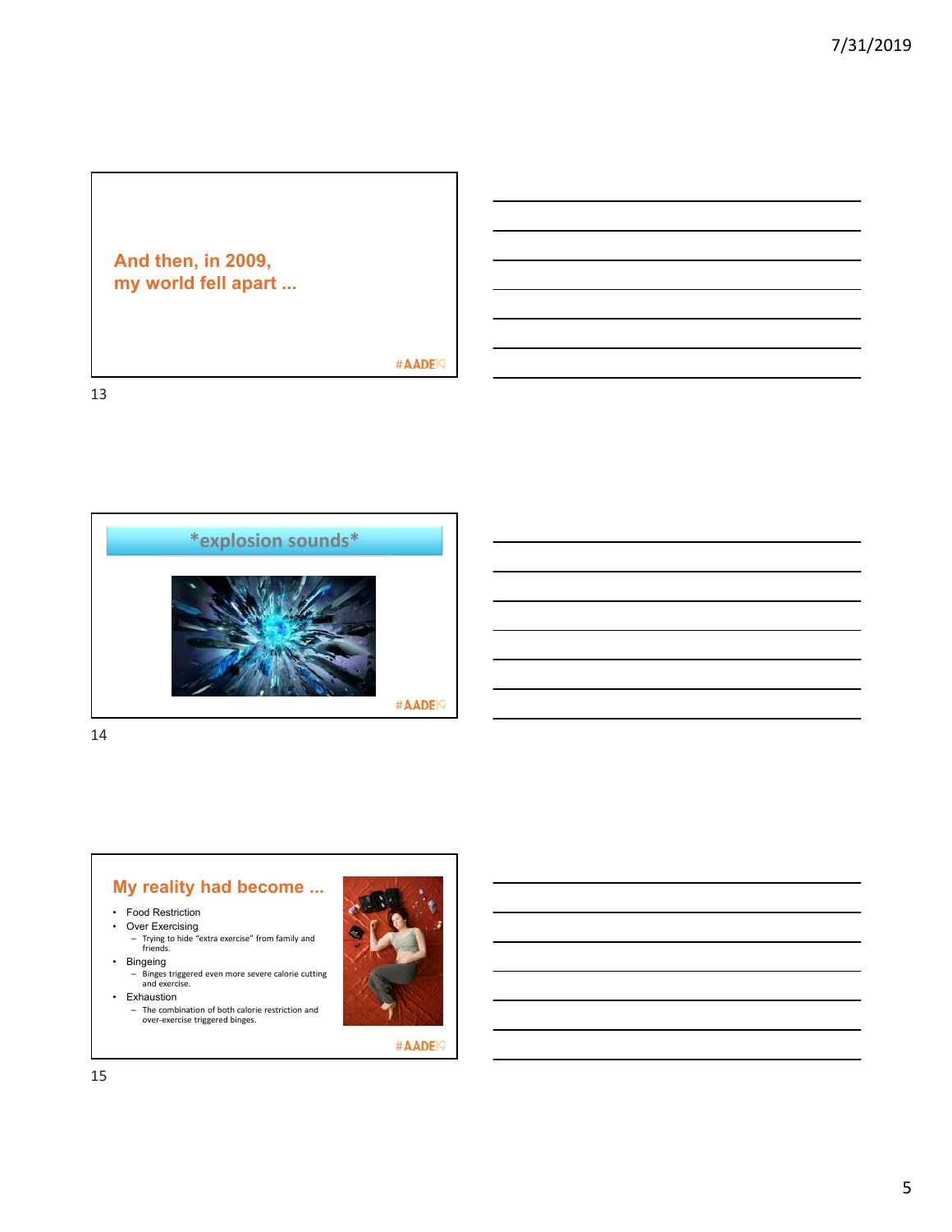And then, in 2009,
my world fell apart ...

#AADE19

## *explosion sounds*

#AADE19

## My reality had become ...

- Food Restriction
- Over Exercising
  - Trying to hide "extra exercise" from family and friends.
- Bingeing
  - Binges triggered even more severe calorie cutting and exercise.
- Exhaustion
  - The combination of both calorie restriction and over-exercise triggered binges.

#AADE19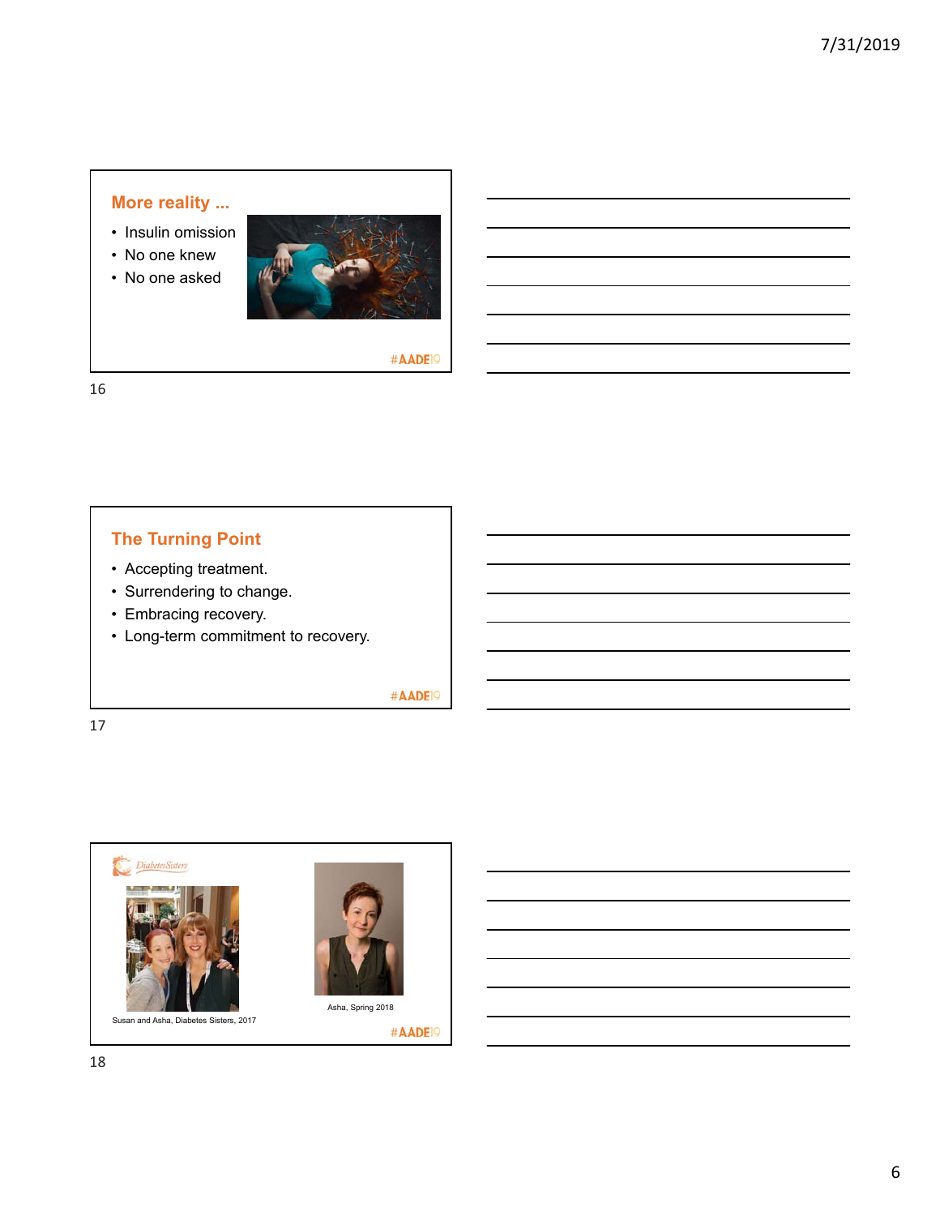## More reality ...

- Insulin omission
- No one knew
- No one asked

#AADE19

## The Turning Point

- Accepting treatment.
- Surrendering to change.
- Embracing recovery.
- Long-term commitment to recovery.

#AADE19

DiabetesSisters

Susan and Asha, Diabetes Sisters, 2017

Asha, Spring 2018

#AADE19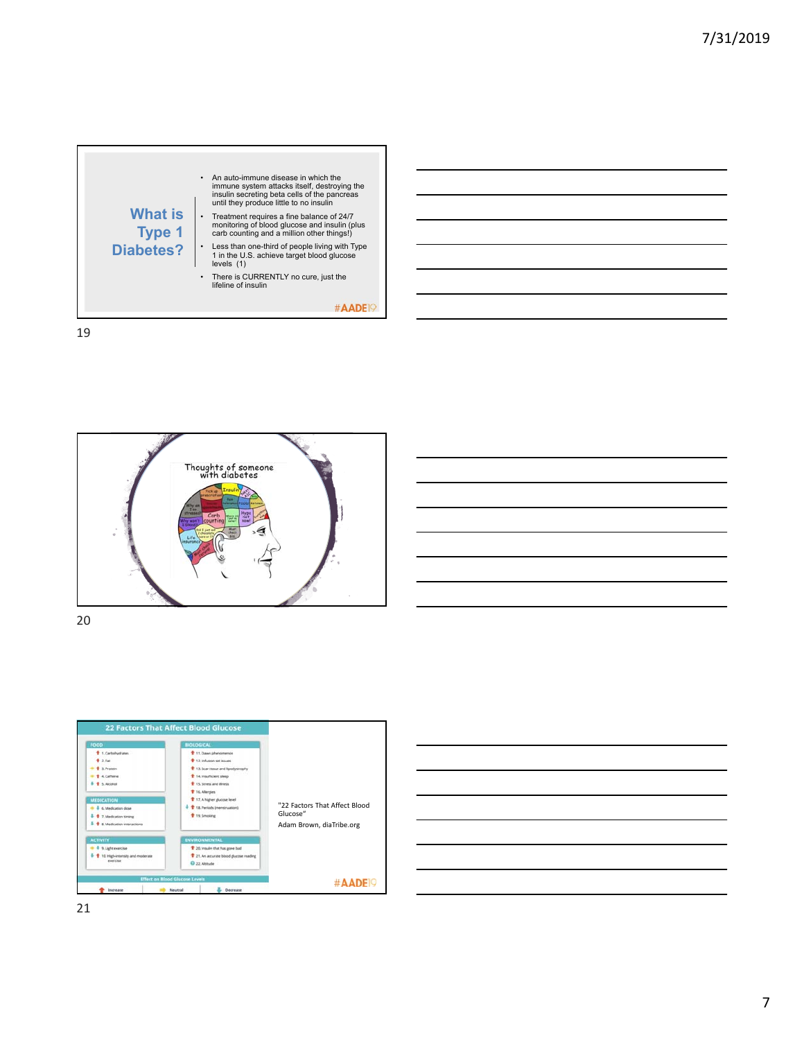## What is Type 1 Diabetes?

- An auto-immune disease in which the immune system attacks itself, destroying the insulin secreting beta cells of the pancreas until they produce little to no insulin
- Treatment requires a fine balance of 24/7 monitoring of blood glucose and insulin (plus carb counting and a million other things!)
- Less than one-third of people living with Type 1 in the U.S. achieve target blood glucose levels (1)
- There is CURRENTLY no cure, just the lifeline of insulin

#AADE19

Thoughts of someone with diabetes

## 22 Factors That Affect Blood Glucose

**FOOD**
1. Carbohydrates
2. Fat
3. Protein
4. Caffeine
5. Alcohol

**MEDICATION**
6. Medication dose
7. Medication timing
8. Medication interactions

**ACTIVITY**
9. Light exercise
10. High-intensity and moderate exercise

**BIOLOGICAL**
11. Dawn phenomenon
12. Infusion set issues
13. Scar tissue and lipodystrophy
14. Insufficient sleep
15. Stress and illness
16. Allergies
17. A higher glucose level
18. Periods (menstruation)
19. Smoking

**ENVIRONMENTAL**
20. Insulin that has gone bad
21. An accurate blood glucose reading
22. Altitude

Effect on Blood Glucose Levels: Increase | Neutral | Decrease

"22 Factors That Affect Blood Glucose"

Adam Brown, diaTribe.org

#AADE19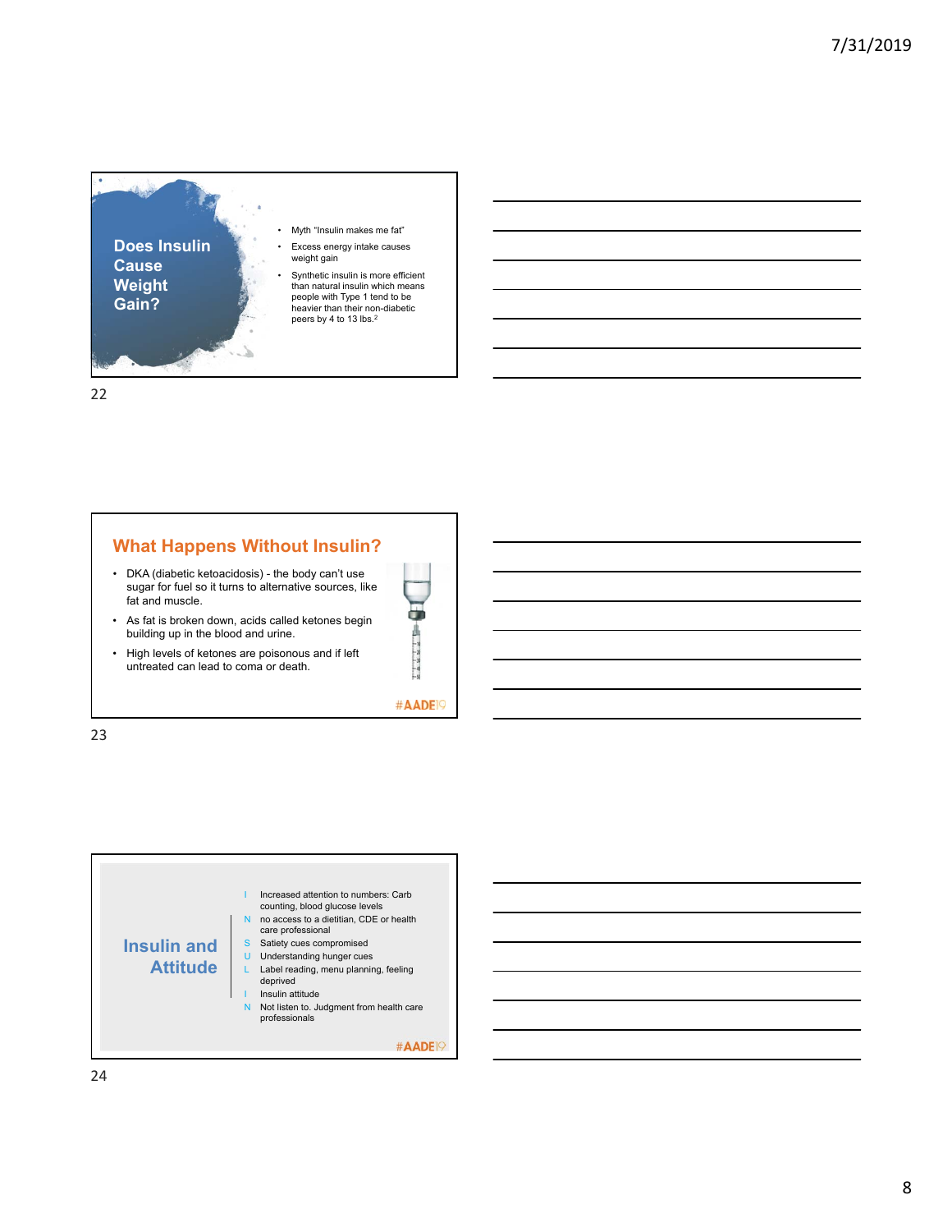## Does Insulin Cause Weight Gain?

- Myth "Insulin makes me fat"
- Excess energy intake causes weight gain
- Synthetic insulin is more efficient than natural insulin which means people with Type 1 tend to be heavier than their non-diabetic peers by 4 to 13 lbs.[2]

## What Happens Without Insulin?

- DKA (diabetic ketoacidosis) - the body can't use sugar for fuel so it turns to alternative sources, like fat and muscle.
- As fat is broken down, acids called ketones begin building up in the blood and urine.
- High levels of ketones are poisonous and if left untreated can lead to coma or death.

#AADE19

## Insulin and Attitude

- **I** Increased attention to numbers: Carb counting, blood glucose levels
- **N** no access to a dietitian, CDE or health care professional
- **S** Satiety cues compromised
- **U** Understanding hunger cues
- **L** Label reading, menu planning, feeling deprived
- **I** Insulin attitude
- **N** Not listen to. Judgment from health care professionals

#AADE19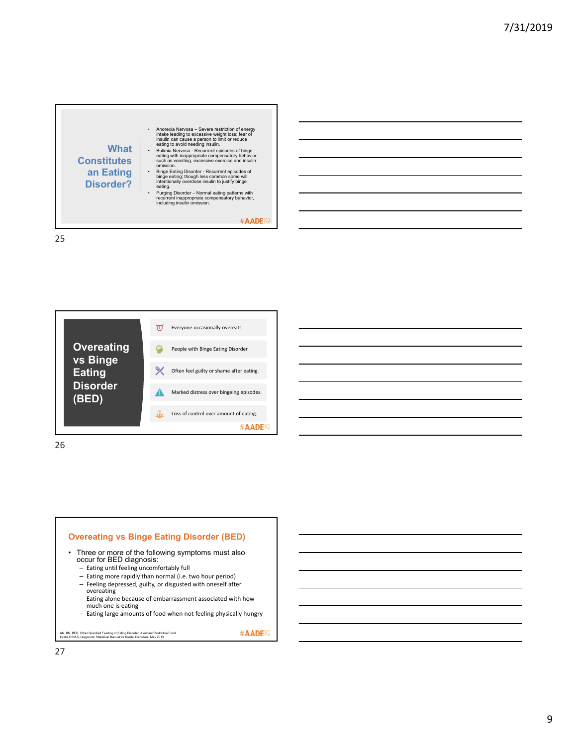## What Constitutes an Eating Disorder?

- Anorexia Nervosa – Severe restriction of energy intake leading to excessive weight loss; fear of insulin can cause a person to limit or reduce eating to avoid needing insulin.
- Bulimia Nervosa - Recurrent episodes of binge eating with inappropriate compensatory behavior such as vomiting, excessive exercise and insulin omission.
- Binge Eating Disorder - Recurrent episodes of binge eating; though less common some will intentionally overdose insulin to justify binge eating.
- Purging Disorder – Normal eating patterns with recurrent inappropriate compensatory behavior, including insulin omission.

#AADE19

25

## Overeating vs Binge Eating Disorder (BED)

- Everyone occasionally overeats
- People with Binge Eating Disorder
- Often feel guilty or shame after eating.
- Marked distress over bingeing episodes.
- Loss of control over amount of eating.

#AADE19

26

## Overeating vs Binge Eating Disorder (BED)

- Three or more of the following symptoms must also occur for BED diagnosis:
  - Eating until feeling uncomfortably full
  - Eating more rapidly than normal (i.e. two hour period)
  - Feeling depressed, guilty, or disgusted with oneself after overeating
  - Eating alone because of embarrassment associated with how much one is eating
  - Eating large amounts of food when not feeling physically hungry

AN, BN, BED, Other Specified Feeding or Eating Disorder, Avoidant/Restrictive Food Intake DSM-5, Diagnostic Statistical Manual for Mental Disorders, May 2013

#AADE19

27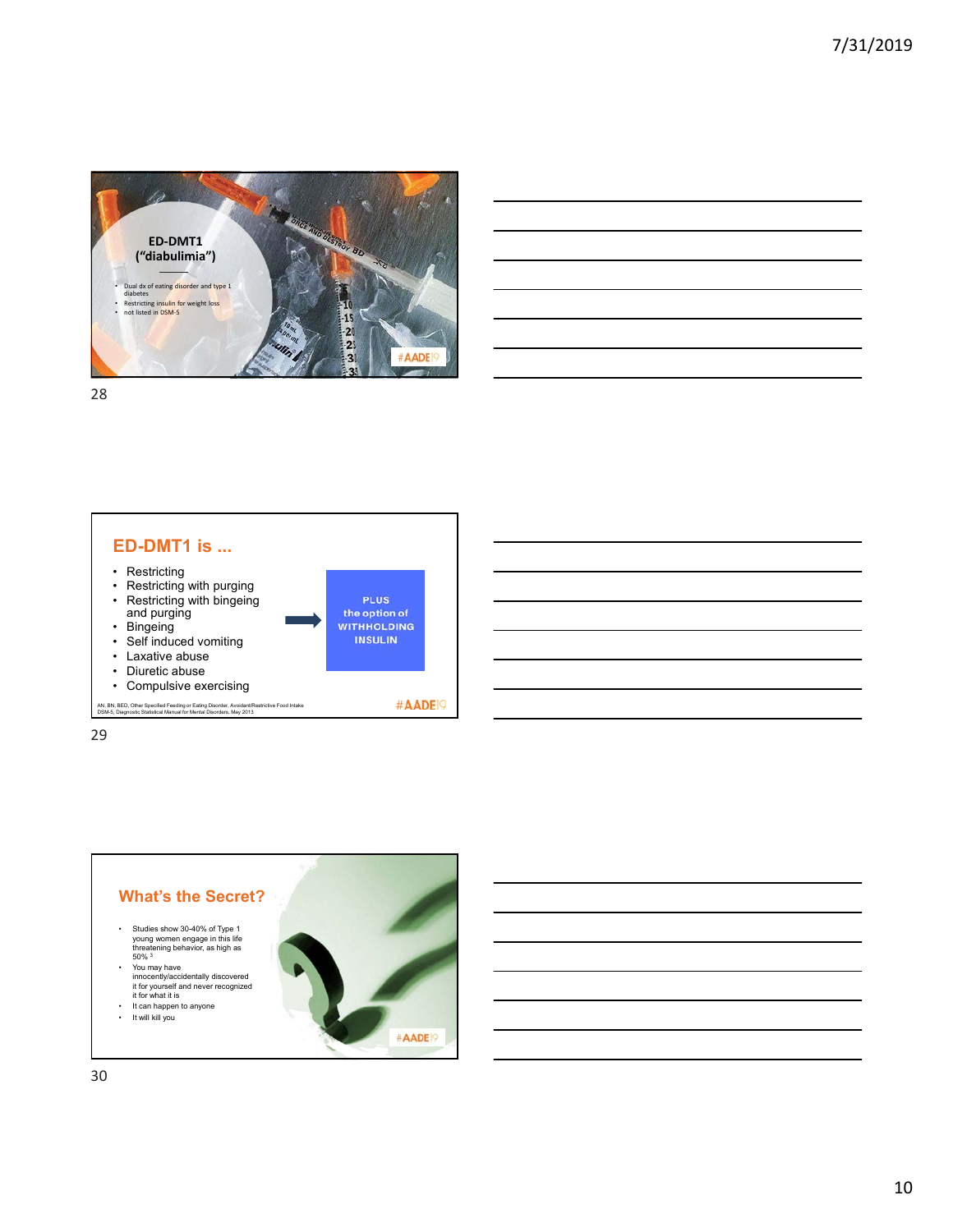## ED-DMT1 (“diabulimia”)

- Dual dx of eating disorder and type 1 diabetes
- Restricting insulin for weight loss
- not listed in DSM-5

#AADE19

## ED-DMT1 is ...

- Restricting
- Restricting with purging
- Restricting with bingeing and purging
- Bingeing
- Self induced vomiting
- Laxative abuse
- Diuretic abuse
- Compulsive exercising

→ PLUS the option of WITHHOLDING INSULIN

AN, BN, BED, Other Specified Feeding or Eating Disorder, Avoidant/Restrictive Food Intake
DSM-5, Diagnostic Statistical Manual for Mental Disorders, May 2013

#AADE19

## What’s the Secret?

- Studies show 30-40% of Type 1 young women engage in this life threatening behavior, as high as 50% [3]
- You may have innocently/accidentally discovered it for yourself and never recognized it for what it is
- It can happen to anyone
- It will kill you

#AADE19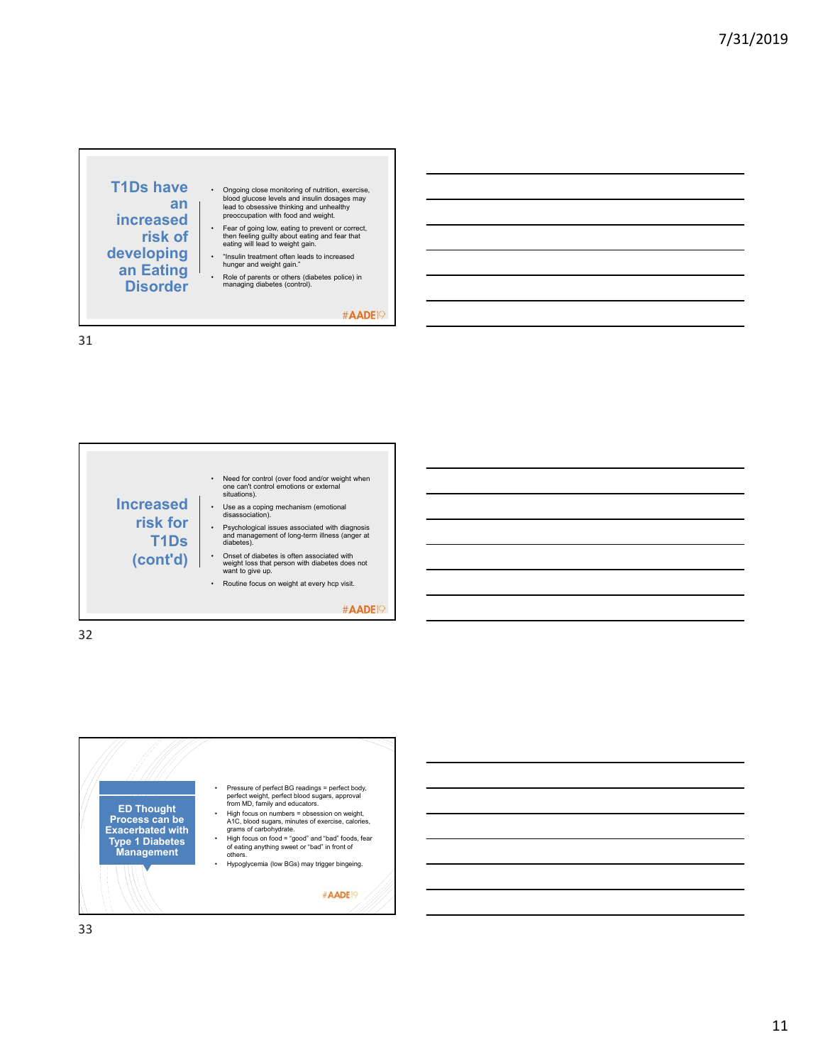## T1Ds have an increased risk of developing an Eating Disorder

- Ongoing close monitoring of nutrition, exercise, blood glucose levels and insulin dosages may lead to obsessive thinking and unhealthy preoccupation with food and weight.
- Fear of going low, eating to prevent or correct, then feeling guilty about eating and fear that eating will lead to weight gain.
- "Insulin treatment often leads to increased hunger and weight gain."
- Role of parents or others (diabetes police) in managing diabetes (control).

#AADE19

## Increased risk for T1Ds (cont'd)

- Need for control (over food and/or weight when one can't control emotions or external situations).
- Use as a coping mechanism (emotional disassociation).
- Psychological issues associated with diagnosis and management of long-term illness (anger at diabetes).
- Onset of diabetes is often associated with weight loss that person with diabetes does not want to give up.
- Routine focus on weight at every hcp visit.

#AADE19

## ED Thought Process can be Exacerbated with Type 1 Diabetes Management

- Pressure of perfect BG readings = perfect body, perfect weight, perfect blood sugars, approval from MD, family and educators.
- High focus on numbers = obsession on weight, A1C, blood sugars, minutes of exercise, calories, grams of carbohydrate.
- High focus on food = "good" and "bad" foods, fear of eating anything sweet or "bad" in front of others.
- Hypoglycemia (low BGs) may trigger bingeing.

#AADE19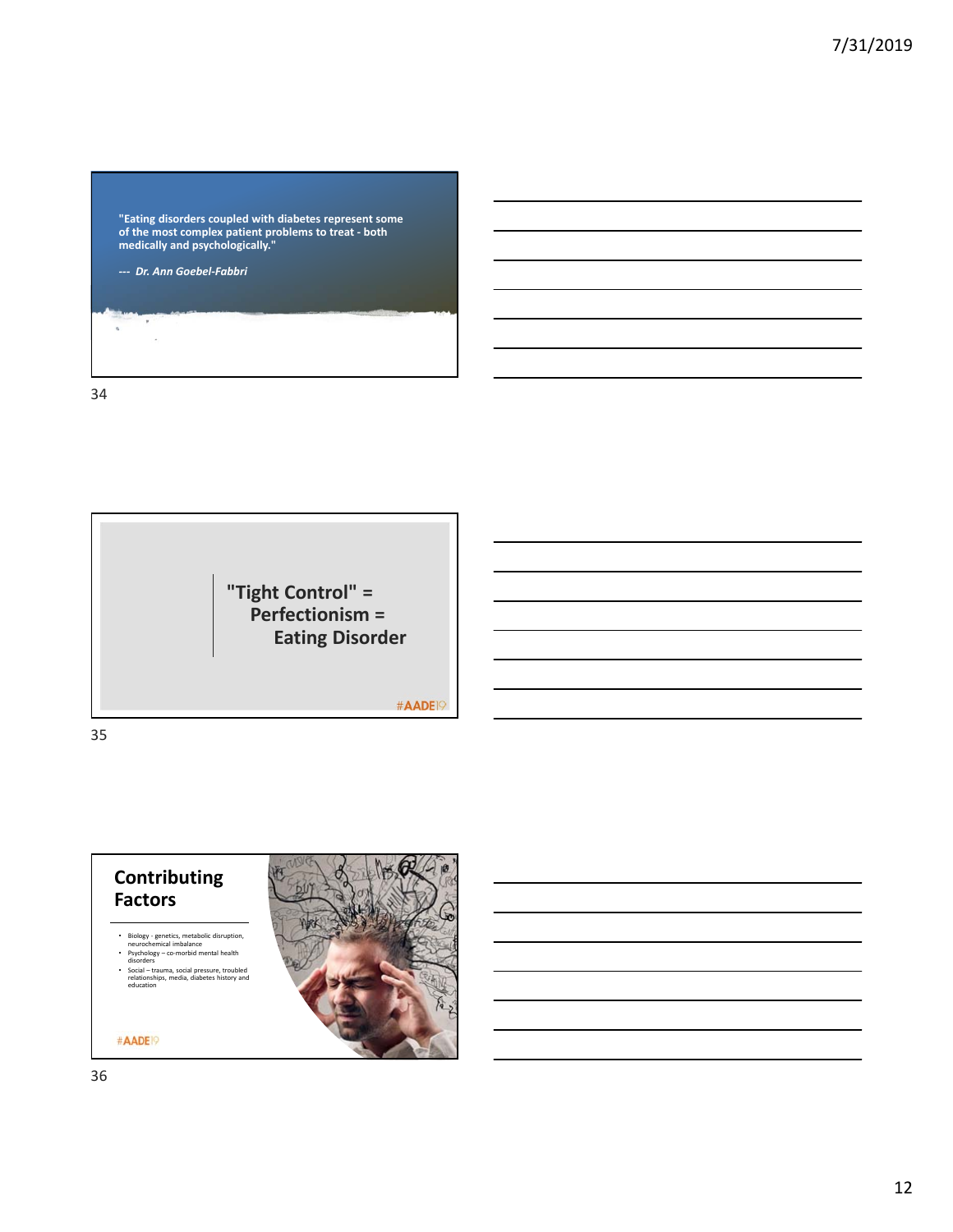"Eating disorders coupled with diabetes represent some of the most complex patient problems to treat - both medically and psychologically."

*--- Dr. Ann Goebel-Fabbri*

"Tight Control" =
Perfectionism =
Eating Disorder

#AADE19

## Contributing Factors

- Biology - genetics, metabolic disruption, neurochemical imbalance
- Psychology – co-morbid mental health disorders
- Social – trauma, social pressure, troubled relationships, media, diabetes history and education

#AADE19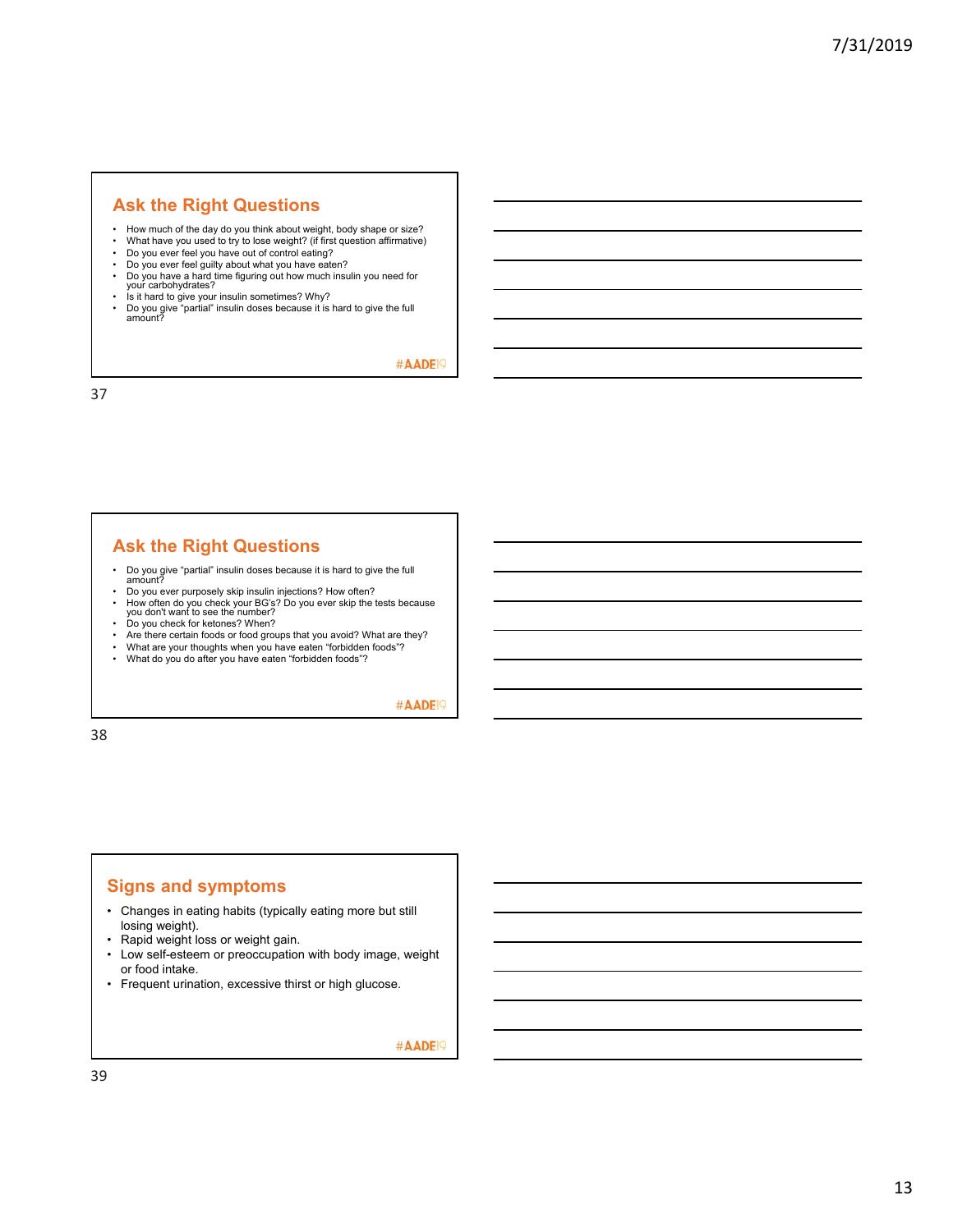## Ask the Right Questions

- How much of the day do you think about weight, body shape or size?
- What have you used to try to lose weight? (if first question affirmative)
- Do you ever feel you have out of control eating?
- Do you ever feel guilty about what you have eaten?
- Do you have a hard time figuring out how much insulin you need for your carbohydrates?
- Is it hard to give your insulin sometimes? Why?
- Do you give "partial" insulin doses because it is hard to give the full amount?

#AADE19

## Ask the Right Questions

- Do you give "partial" insulin doses because it is hard to give the full amount?
- Do you ever purposely skip insulin injections? How often?
- How often do you check your BG's? Do you ever skip the tests because you don't want to see the number?
- Do you check for ketones? When?
- Are there certain foods or food groups that you avoid? What are they?
- What are your thoughts when you have eaten "forbidden foods"?
- What do you do after you have eaten "forbidden foods"?

#AADE19

## Signs and symptoms

- Changes in eating habits (typically eating more but still losing weight).
- Rapid weight loss or weight gain.
- Low self-esteem or preoccupation with body image, weight or food intake.
- Frequent urination, excessive thirst or high glucose.

#AADE19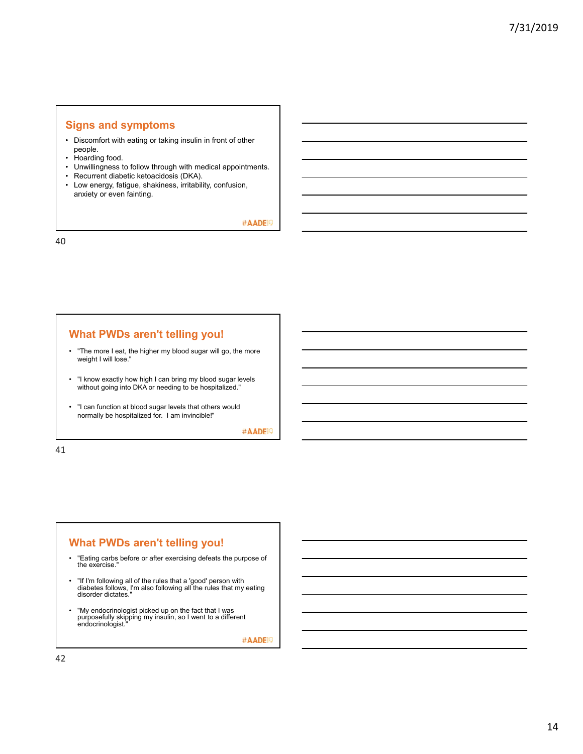## Signs and symptoms

- Discomfort with eating or taking insulin in front of other people.
- Hoarding food.
- Unwillingness to follow through with medical appointments.
- Recurrent diabetic ketoacidosis (DKA).
- Low energy, fatigue, shakiness, irritability, confusion, anxiety or even fainting.

#AADE19

## What PWDs aren't telling you!

- "The more I eat, the higher my blood sugar will go, the more weight I will lose."
- "I know exactly how high I can bring my blood sugar levels without going into DKA or needing to be hospitalized."
- "I can function at blood sugar levels that others would normally be hospitalized for. I am invincible!"

#AADE19

## What PWDs aren't telling you!

- "Eating carbs before or after exercising defeats the purpose of the exercise."
- "If I'm following all of the rules that a 'good' person with diabetes follows, I'm also following all the rules that my eating disorder dictates."
- "My endocrinologist picked up on the fact that I was purposefully skipping my insulin, so I went to a different endocrinologist."

#AADE19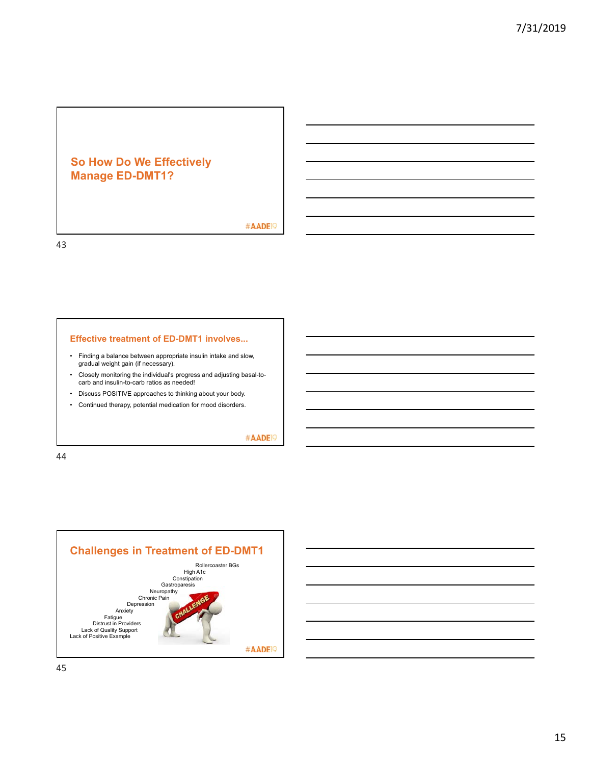## So How Do We Effectively Manage ED-DMT1?

#AADE19

### Effective treatment of ED-DMT1 involves...

- Finding a balance between appropriate insulin intake and slow, gradual weight gain (if necessary).
- Closely monitoring the individual's progress and adjusting basal-to-carb and insulin-to-carb ratios as needed!
- Discuss POSITIVE approaches to thinking about your body.
- Continued therapy, potential medication for mood disorders.

#AADE19

## Challenges in Treatment of ED-DMT1

Rollercoaster BGs
High A1c
Constipation
Gastroparesis
Neuropathy
Chronic Pain
Depression
Anxiety
Fatigue
Distrust in Providers
Lack of Quality Support
Lack of Positive Example

#AADE19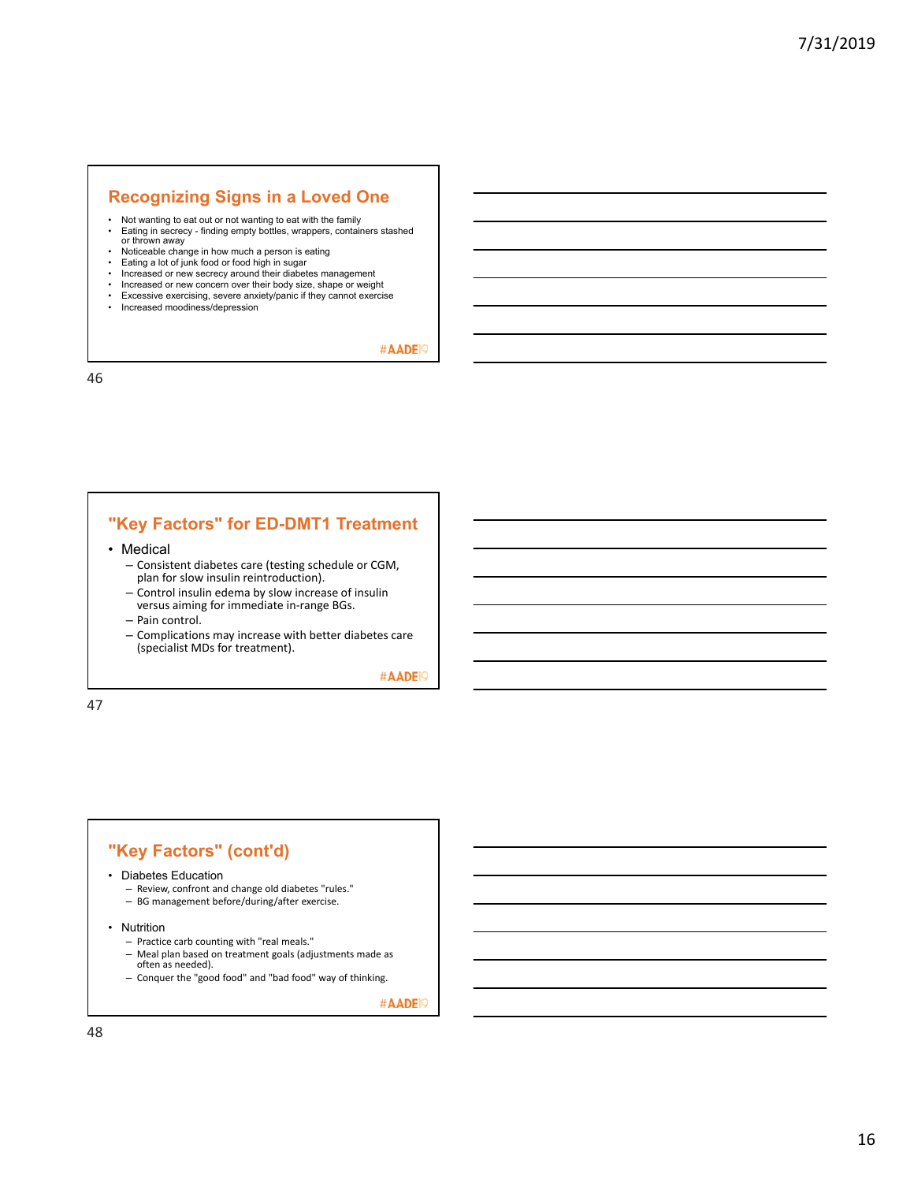## Recognizing Signs in a Loved One

- Not wanting to eat out or not wanting to eat with the family
- Eating in secrecy - finding empty bottles, wrappers, containers stashed or thrown away
- Noticeable change in how much a person is eating
- Eating a lot of junk food or food high in sugar
- Increased or new secrecy around their diabetes management
- Increased or new concern over their body size, shape or weight
- Excessive exercising, severe anxiety/panic if they cannot exercise
- Increased moodiness/depression

#AADE19

## "Key Factors" for ED-DMT1 Treatment

- Medical
  - Consistent diabetes care (testing schedule or CGM, plan for slow insulin reintroduction).
  - Control insulin edema by slow increase of insulin versus aiming for immediate in-range BGs.
  - Pain control.
  - Complications may increase with better diabetes care (specialist MDs for treatment).

#AADE19

## "Key Factors" (cont'd)

- Diabetes Education
  - Review, confront and change old diabetes "rules."
  - BG management before/during/after exercise.
- Nutrition
  - Practice carb counting with "real meals."
  - Meal plan based on treatment goals (adjustments made as often as needed).
  - Conquer the "good food" and "bad food" way of thinking.

#AADE19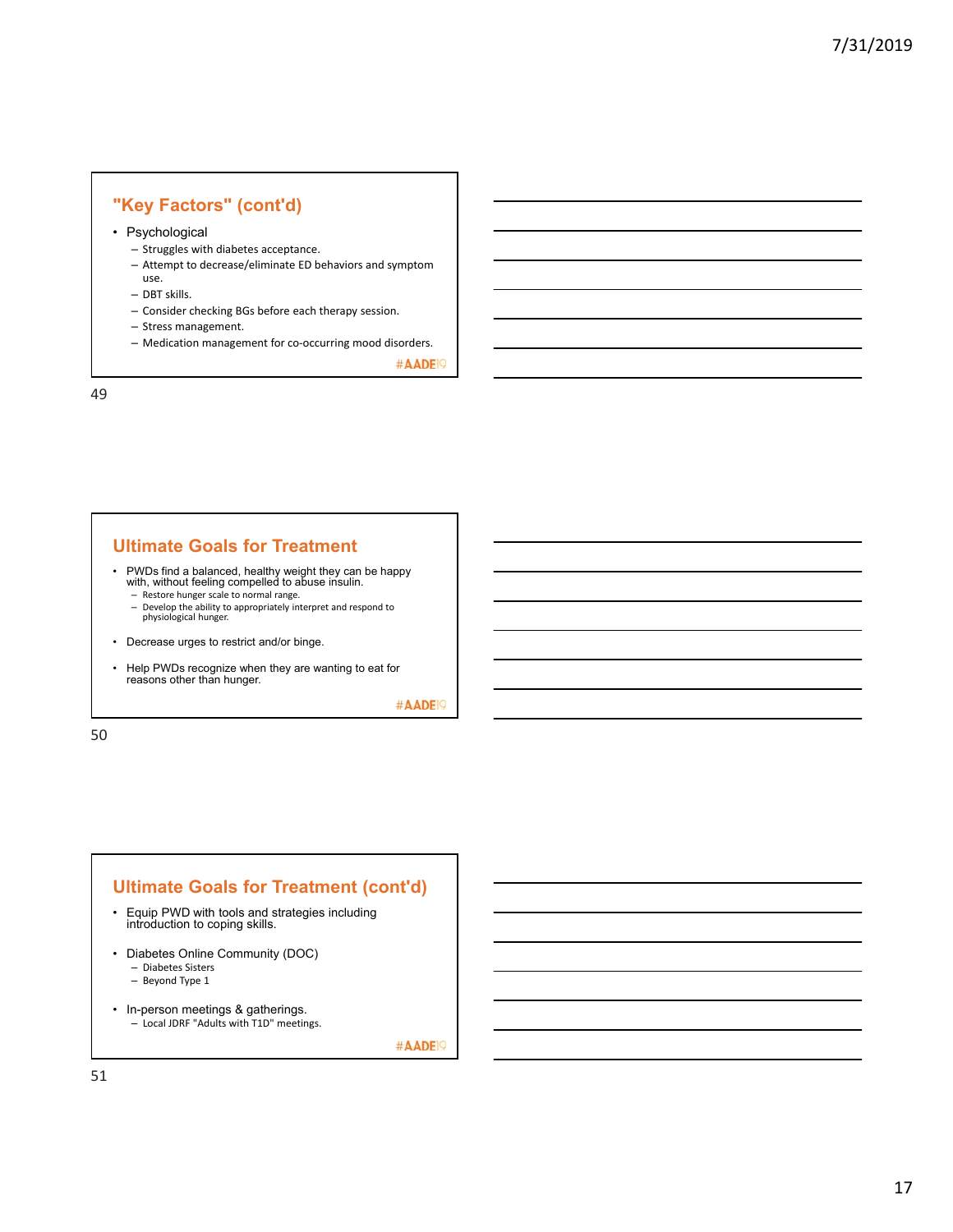## "Key Factors" (cont'd)

- Psychological
  - Struggles with diabetes acceptance.
  - Attempt to decrease/eliminate ED behaviors and symptom use.
  - DBT skills.
  - Consider checking BGs before each therapy session.
  - Stress management.
  - Medication management for co-occurring mood disorders.

#AADE19

## Ultimate Goals for Treatment

- PWDs find a balanced, healthy weight they can be happy with, without feeling compelled to abuse insulin.
  - Restore hunger scale to normal range.
  - Develop the ability to appropriately interpret and respond to physiological hunger.
- Decrease urges to restrict and/or binge.
- Help PWDs recognize when they are wanting to eat for reasons other than hunger.

#AADE19

## Ultimate Goals for Treatment (cont'd)

- Equip PWD with tools and strategies including introduction to coping skills.
- Diabetes Online Community (DOC)
  - Diabetes Sisters
  - Beyond Type 1
- In-person meetings & gatherings.
  - Local JDRF "Adults with T1D" meetings.

#AADE19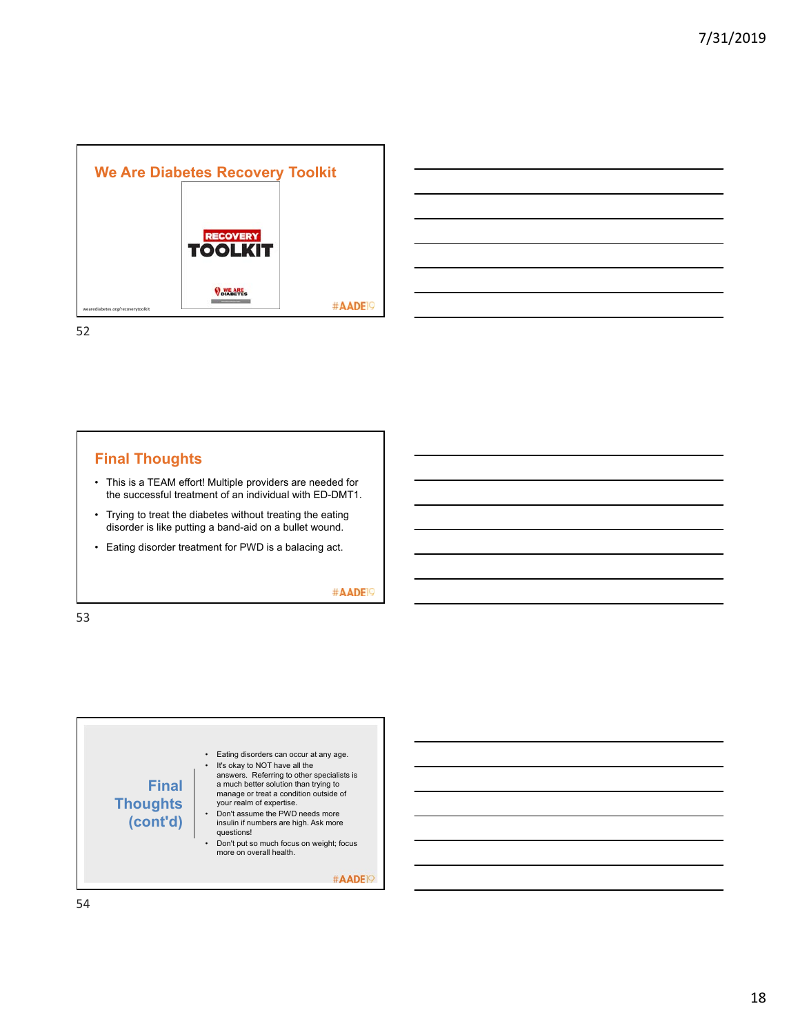## We Are Diabetes Recovery Toolkit

RECOVERY TOOLKIT

WE ARE DIABETES

wearediabetes.org/recoverytoolkit

#AADE19

## Final Thoughts

- This is a TEAM effort! Multiple providers are needed for the successful treatment of an individual with ED-DMT1.
- Trying to treat the diabetes without treating the eating disorder is like putting a band-aid on a bullet wound.
- Eating disorder treatment for PWD is a balacing act.

#AADE19

## Final Thoughts (cont'd)

- Eating disorders can occur at any age.
- It's okay to NOT have all the answers. Referring to other specialists is a much better solution than trying to manage or treat a condition outside of your realm of expertise.
- Don't assume the PWD needs more insulin if numbers are high. Ask more questions!
- Don't put so much focus on weight; focus more on overall health.

#AADE19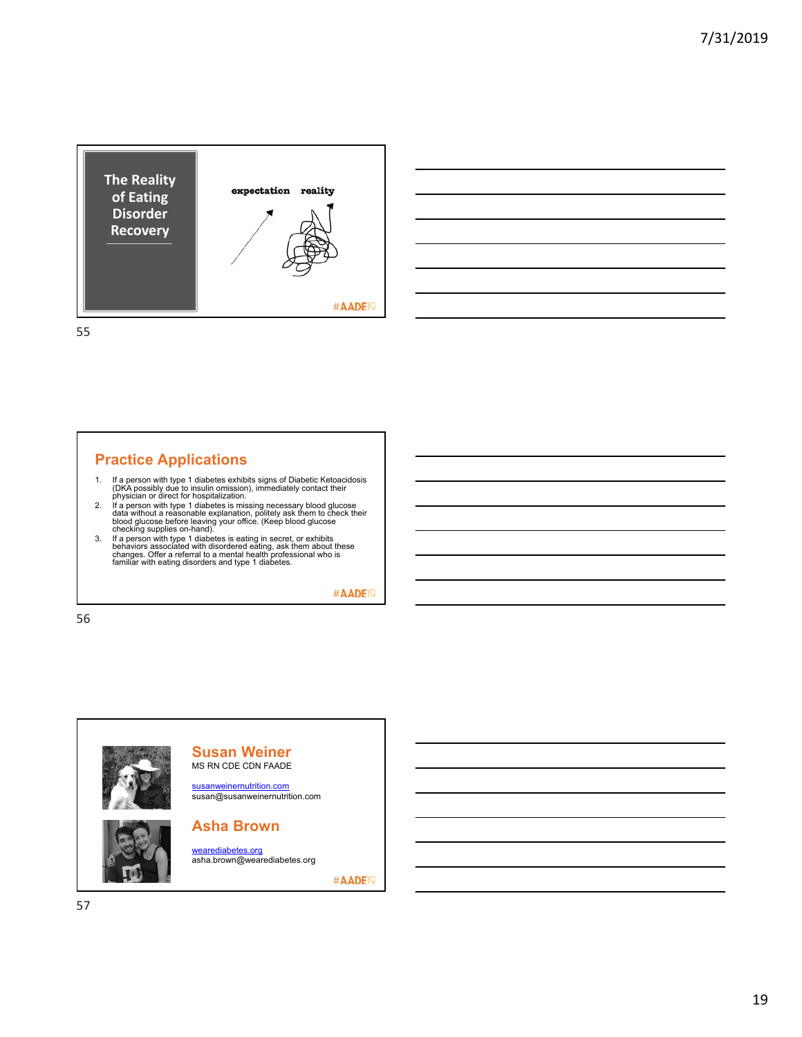## The Reality of Eating Disorder Recovery

expectation reality

#AADE19

## Practice Applications

1. If a person with type 1 diabetes exhibits signs of Diabetic Ketoacidosis (DKA possibly due to insulin omission), immediately contact their physician or direct for hospitalization.
2. If a person with type 1 diabetes is missing necessary blood glucose data without a reasonable explanation, politely ask them to check their blood glucose before leaving your office. (Keep blood glucose checking supplies on-hand).
3. If a person with type 1 diabetes is eating in secret, or exhibits behaviors associated with disordered eating, ask them about these changes. Offer a referral to a mental health professional who is familiar with eating disorders and type 1 diabetes.

#AADE19

## Susan Weiner

MS RN CDE CDN FAADE

susanweinernutrition.com
susan@susanweinernutrition.com

## Asha Brown

wearediabetes.org
asha.brown@wearediabetes.org

#AADE19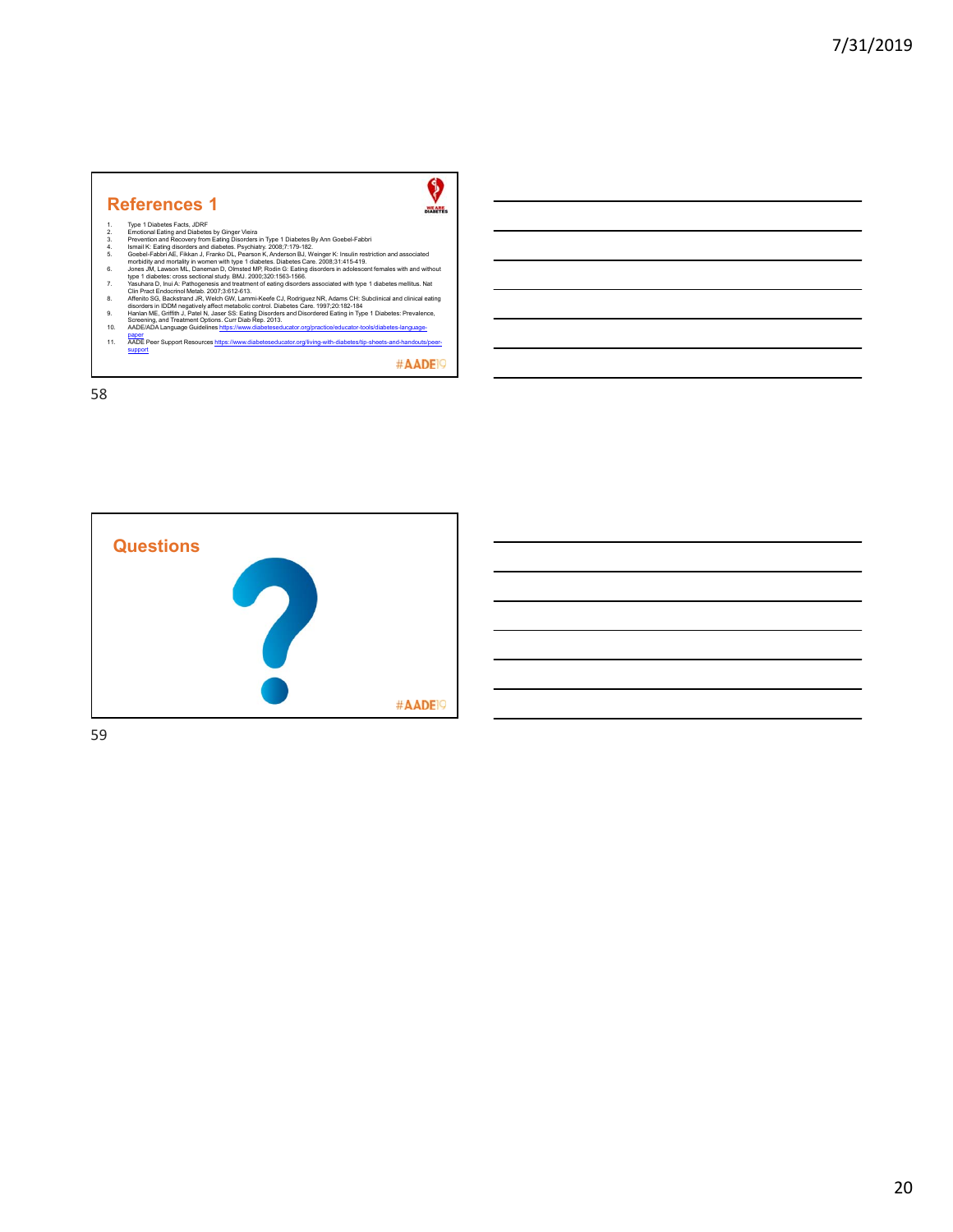## References 1

1. Type 1 Diabetes Facts, JDRF
2. Emotional Eating and Diabetes by Ginger Vieira
3. Prevention and Recovery from Eating Disorders in Type 1 Diabetes By Ann Goebel-Fabbri
4. Ismail K: Eating disorders and diabetes. Psychiatry. 2008;7:179-182.
5. Goebel-Fabbri AE, Fikkan J, Franko DL, Pearson K, Anderson BJ, Weinger K: Insulin restriction and associated morbidity and mortality in women with type 1 diabetes. Diabetes Care. 2008;31:415-419.
6. Jones JM, Lawson ML, Daneman D, Olmsted MP, Rodin G: Eating disorders in adolescent females with and without type 1 diabetes: cross sectional study. BMJ. 2000;320:1563-1566.
7. Yasuhara D, Inui A: Pathogenesis and treatment of eating disorders associated with type 1 diabetes mellitus. Nat Clin Pract Endocrinol Metab. 2007;3:612-613.
8. Affenito SG, Backstrand JR, Welch GW, Lammi-Keefe CJ, Rodriguez NR, Adams CH: Subclinical and clinical eating disorders in IDDM negatively affect metabolic control. Diabetes Care. 1997;20:182-184
9. Hanlan ME, Griffith J, Patel N, Jaser SS: Eating Disorders and Disordered Eating in Type 1 Diabetes: Prevalence, Screening, and Treatment Options. Curr Diab Rep. 2013.
10. AADE/ADA Language Guidelines https://www.diabeteseducator.org/practice/educator-tools/diabetes-language-paper
11. AADE Peer Support Resources https://www.diabeteseducator.org/living-with-diabetes/tip-sheets-and-handouts/peer-support

#AADE19

58

## Questions

#AADE19

59